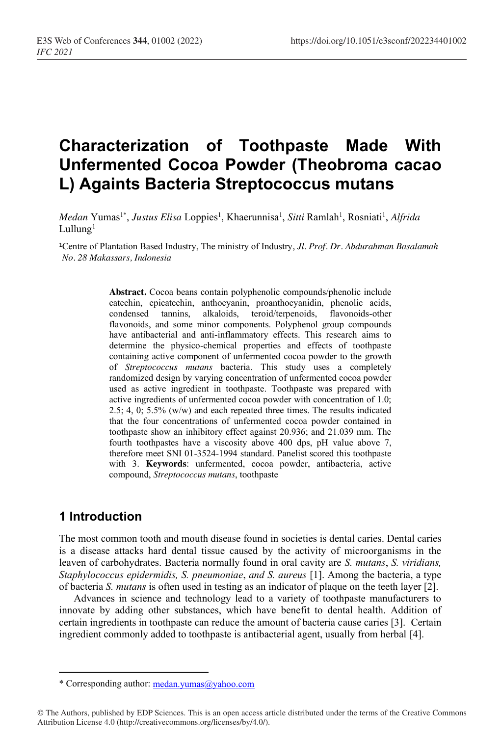# Characterization of Toothpaste Made With Unfermented Cocoa Powder (Theobroma cacao L) Againts Bacteria Streptococcus mutans

*Medan* Yumas[1*], *Justus Elisa* Loppies[1], Khaerunnisa[1], *Sitti* Ramlah[1], Rosniati[1], *Alfrida* Lullung[1]

[1]Centre of Plantation Based Industry, The ministry of Industry, *Jl. Prof. Dr. Abdurahman Basalamah No. 28 Makassars, Indonesia*

**Abstract.** Cocoa beans contain polyphenolic compounds/phenolic include catechin, epicatechin, anthocyanin, proanthocyanidin, phenolic acids, condensed tannins, alkaloids, teroid/terpenoids, flavonoids-other flavonoids, and some minor components. Polyphenol group compounds have antibacterial and anti-inflammatory effects. This research aims to determine the physico-chemical properties and effects of toothpaste containing active component of unfermented cocoa powder to the growth of *Streptococcus mutans* bacteria. This study uses a completely randomized design by varying concentration of unfermented cocoa powder used as active ingredient in toothpaste. Toothpaste was prepared with active ingredients of unfermented cocoa powder with concentration of 1.0; 2.5; 4, 0; 5.5% (w/w) and each repeated three times. The results indicated that the four concentrations of unfermented cocoa powder contained in toothpaste show an inhibitory effect against 20.936; and 21.039 mm. The fourth toothpastes have a viscosity above 400 dps, pH value above 7, therefore meet SNI 01-3524-1994 standard. Panelist scored this toothpaste with 3. **Keywords**: unfermented, cocoa powder, antibacteria, active compound, *Streptococcus mutans*, toothpaste

## 1 Introduction

The most common tooth and mouth disease found in societies is dental caries. Dental caries is a disease attacks hard dental tissue caused by the activity of microorganisms in the leaven of carbohydrates. Bacteria normally found in oral cavity are *S. mutans*, *S. viridians, Staphylococcus epidermidis, S. pneumoniae*, *and S. aureus* [1]. Among the bacteria, a type of bacteria *S. mutans* is often used in testing as an indicator of plaque on the teeth layer [2].

Advances in science and technology lead to a variety of toothpaste manufacturers to innovate by adding other substances, which have benefit to dental health. Addition of certain ingredients in toothpaste can reduce the amount of bacteria cause caries [3]. Certain ingredient commonly added to toothpaste is antibacterial agent, usually from herbal [4].

* Corresponding author: medan.yumas@yahoo.com

© The Authors, published by EDP Sciences. This is an open access article distributed under the terms of the Creative Commons Attribution License 4.0 (http://creativecommons.org/licenses/by/4.0/).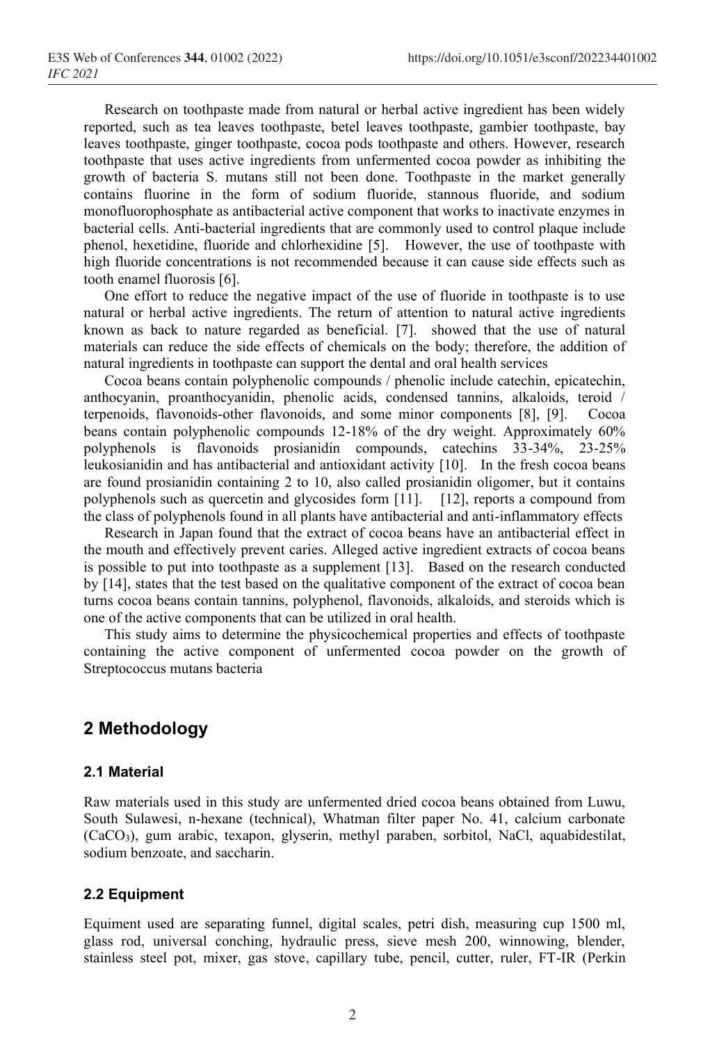Research on toothpaste made from natural or herbal active ingredient has been widely reported, such as tea leaves toothpaste, betel leaves toothpaste, gambier toothpaste, bay leaves toothpaste, ginger toothpaste, cocoa pods toothpaste and others. However, research toothpaste that uses active ingredients from unfermented cocoa powder as inhibiting the growth of bacteria S. mutans still not been done. Toothpaste in the market generally contains fluorine in the form of sodium fluoride, stannous fluoride, and sodium monofluorophosphate as antibacterial active component that works to inactivate enzymes in bacterial cells. Anti-bacterial ingredients that are commonly used to control plaque include phenol, hexetidine, fluoride and chlorhexidine [5]. However, the use of toothpaste with high fluoride concentrations is not recommended because it can cause side effects such as tooth enamel fluorosis [6].

One effort to reduce the negative impact of the use of fluoride in toothpaste is to use natural or herbal active ingredients. The return of attention to natural active ingredients known as back to nature regarded as beneficial. [7]. showed that the use of natural materials can reduce the side effects of chemicals on the body; therefore, the addition of natural ingredients in toothpaste can support the dental and oral health services

Cocoa beans contain polyphenolic compounds / phenolic include catechin, epicatechin, anthocyanin, proanthocyanidin, phenolic acids, condensed tannins, alkaloids, teroid / terpenoids, flavonoids-other flavonoids, and some minor components [8], [9]. Cocoa beans contain polyphenolic compounds 12-18% of the dry weight. Approximately 60% polyphenols is flavonoids prosianidin compounds, catechins 33-34%, 23-25% leukosianidin and has antibacterial and antioxidant activity [10]. In the fresh cocoa beans are found prosianidin containing 2 to 10, also called prosianidin oligomer, but it contains polyphenols such as quercetin and glycosides form [11]. [12], reports a compound from the class of polyphenols found in all plants have antibacterial and anti-inflammatory effects

Research in Japan found that the extract of cocoa beans have an antibacterial effect in the mouth and effectively prevent caries. Alleged active ingredient extracts of cocoa beans is possible to put into toothpaste as a supplement [13]. Based on the research conducted by [14], states that the test based on the qualitative component of the extract of cocoa bean turns cocoa beans contain tannins, polyphenol, flavonoids, alkaloids, and steroids which is one of the active components that can be utilized in oral health.

This study aims to determine the physicochemical properties and effects of toothpaste containing the active component of unfermented cocoa powder on the growth of Streptococcus mutans bacteria

## 2 Methodology

### 2.1 Material

Raw materials used in this study are unfermented dried cocoa beans obtained from Luwu, South Sulawesi, n-hexane (technical), Whatman filter paper No. 41, calcium carbonate ($CaCO_3$), gum arabic, texapon, glyserin, methyl paraben, sorbitol, NaCl, aquabidestilat, sodium benzoate, and saccharin.

### 2.2 Equipment

Equiment used are separating funnel, digital scales, petri dish, measuring cup 1500 ml, glass rod, universal conching, hydraulic press, sieve mesh 200, winnowing, blender, stainless steel pot, mixer, gas stove, capillary tube, pencil, cutter, ruler, FT-IR (Perkin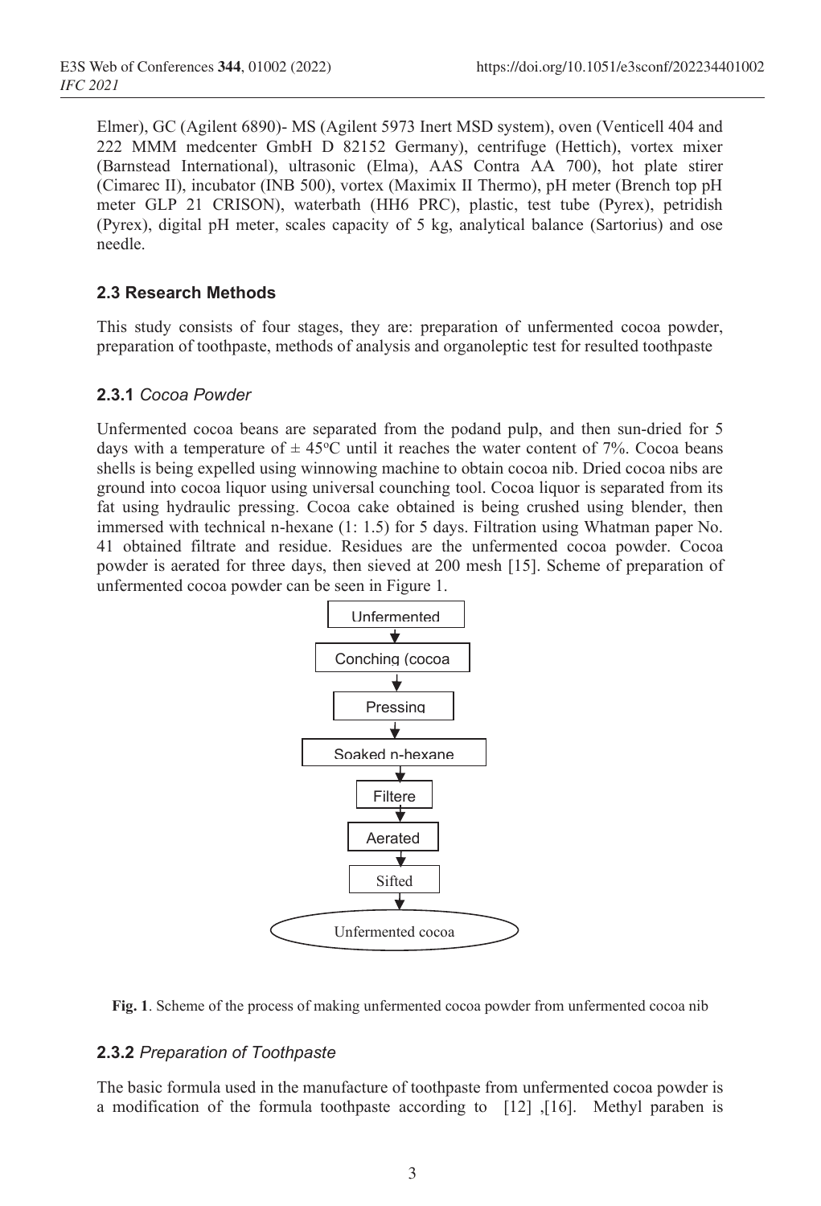Elmer), GC (Agilent 6890)- MS (Agilent 5973 Inert MSD system), oven (Venticell 404 and 222 MMM medcenter GmbH D 82152 Germany), centrifuge (Hettich), vortex mixer (Barnstead International), ultrasonic (Elma), AAS Contra AA 700), hot plate stirer (Cimarec II), incubator (INB 500), vortex (Maximix II Thermo), pH meter (Brench top pH meter GLP 21 CRISON), waterbath (HH6 PRC), plastic, test tube (Pyrex), petridish (Pyrex), digital pH meter, scales capacity of 5 kg, analytical balance (Sartorius) and ose needle.

### 2.3 Research Methods

This study consists of four stages, they are: preparation of unfermented cocoa powder, preparation of toothpaste, methods of analysis and organoleptic test for resulted toothpaste

#### 2.3.1 *Cocoa Powder*

Unfermented cocoa beans are separated from the podand pulp, and then sun-dried for 5 days with a temperature of ± 45°C until it reaches the water content of 7%. Cocoa beans shells is being expelled using winnowing machine to obtain cocoa nib. Dried cocoa nibs are ground into cocoa liquor using universal counching tool. Cocoa liquor is separated from its fat using hydraulic pressing. Cocoa cake obtained is being crushed using blender, then immersed with technical n-hexane (1: 1.5) for 5 days. Filtration using Whatman paper No. 41 obtained filtrate and residue. Residues are the unfermented cocoa powder. Cocoa powder is aerated for three days, then sieved at 200 mesh [15]. Scheme of preparation of unfermented cocoa powder can be seen in Figure 1.

Unfermented
↓
Conching (cocoa
↓
Pressing
↓
Soaked n-hexane
↓
Filtere
↓
Aerated
↓
Sifted
↓
Unfermented cocoa

**Fig. 1**. Scheme of the process of making unfermented cocoa powder from unfermented cocoa nib

#### 2.3.2 *Preparation of Toothpaste*

The basic formula used in the manufacture of toothpaste from unfermented cocoa powder is a modification of the formula toothpaste according to [12] ,[16]. Methyl paraben is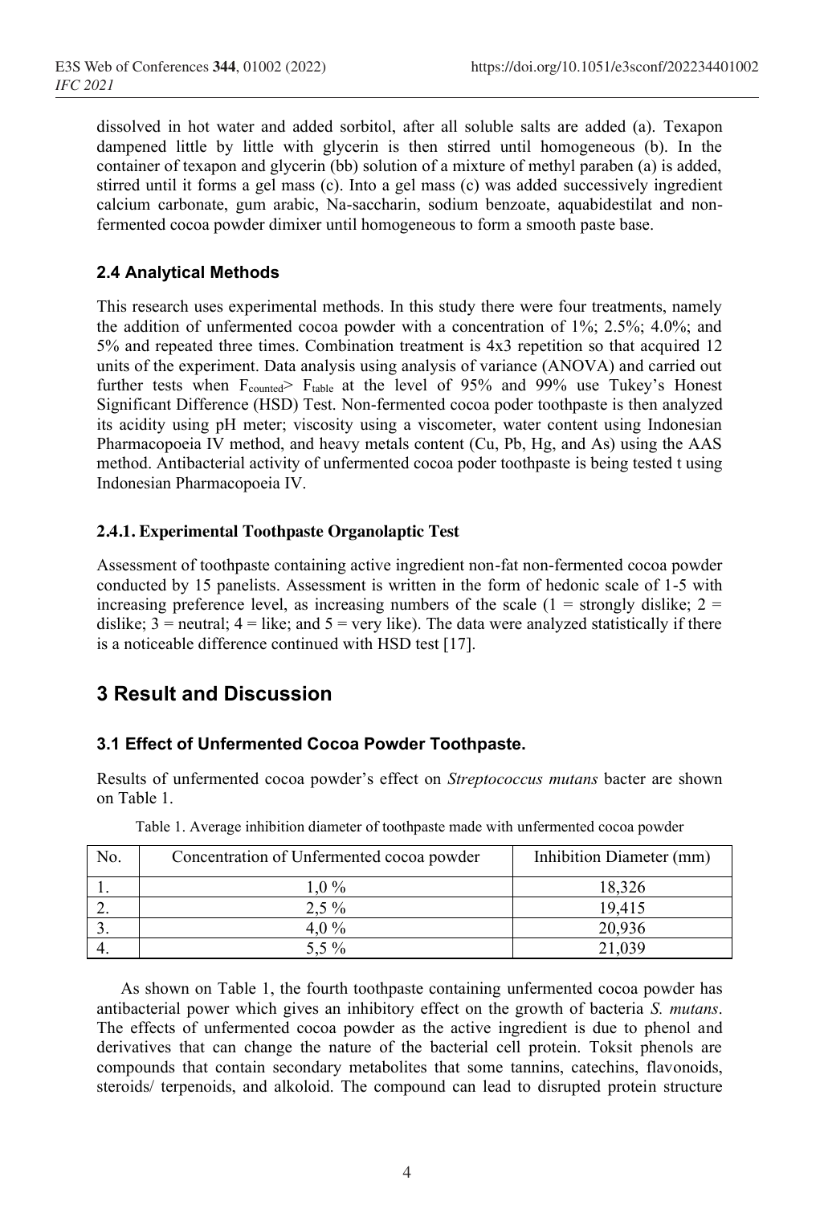dissolved in hot water and added sorbitol, after all soluble salts are added (a). Texapon dampened little by little with glycerin is then stirred until homogeneous (b). In the container of texapon and glycerin (bb) solution of a mixture of methyl paraben (a) is added, stirred until it forms a gel mass (c). Into a gel mass (c) was added successively ingredient calcium carbonate, gum arabic, Na-saccharin, sodium benzoate, aquabidestilat and non-fermented cocoa powder dimixer until homogeneous to form a smooth paste base.

### 2.4 Analytical Methods

This research uses experimental methods. In this study there were four treatments, namely the addition of unfermented cocoa powder with a concentration of 1%; 2.5%; 4.0%; and 5% and repeated three times. Combination treatment is 4x3 repetition so that acquired 12 units of the experiment. Data analysis using analysis of variance (ANOVA) and carried out further tests when $F_{counted} > F_{table}$ at the level of 95% and 99% use Tukey's Honest Significant Difference (HSD) Test. Non-fermented cocoa poder toothpaste is then analyzed its acidity using pH meter; viscosity using a viscometer, water content using Indonesian Pharmacopoeia IV method, and heavy metals content (Cu, Pb, Hg, and As) using the AAS method. Antibacterial activity of unfermented cocoa poder toothpaste is being tested t using Indonesian Pharmacopoeia IV.

#### 2.4.1. Experimental Toothpaste Organolaptic Test

Assessment of toothpaste containing active ingredient non-fat non-fermented cocoa powder conducted by 15 panelists. Assessment is written in the form of hedonic scale of 1-5 with increasing preference level, as increasing numbers of the scale (1 = strongly dislike; 2 = dislike; 3 = neutral; 4 = like; and 5 = very like). The data were analyzed statistically if there is a noticeable difference continued with HSD test [17].

## 3 Result and Discussion

### 3.1 Effect of Unfermented Cocoa Powder Toothpaste.

Results of unfermented cocoa powder's effect on *Streptococcus mutans* bacter are shown on Table 1.

Table 1. Average inhibition diameter of toothpaste made with unfermented cocoa powder

| No. | Concentration of Unfermented cocoa powder | Inhibition Diameter (mm) |
|---|---|---|
| 1. | 1,0 % | 18,326 |
| 2. | 2,5 % | 19,415 |
| 3. | 4,0 % | 20,936 |
| 4. | 5,5 % | 21,039 |

As shown on Table 1, the fourth toothpaste containing unfermented cocoa powder has antibacterial power which gives an inhibitory effect on the growth of bacteria *S. mutans*. The effects of unfermented cocoa powder as the active ingredient is due to phenol and derivatives that can change the nature of the bacterial cell protein. Toksit phenols are compounds that contain secondary metabolites that some tannins, catechins, flavonoids, steroids/ terpenoids, and alkoloid. The compound can lead to disrupted protein structure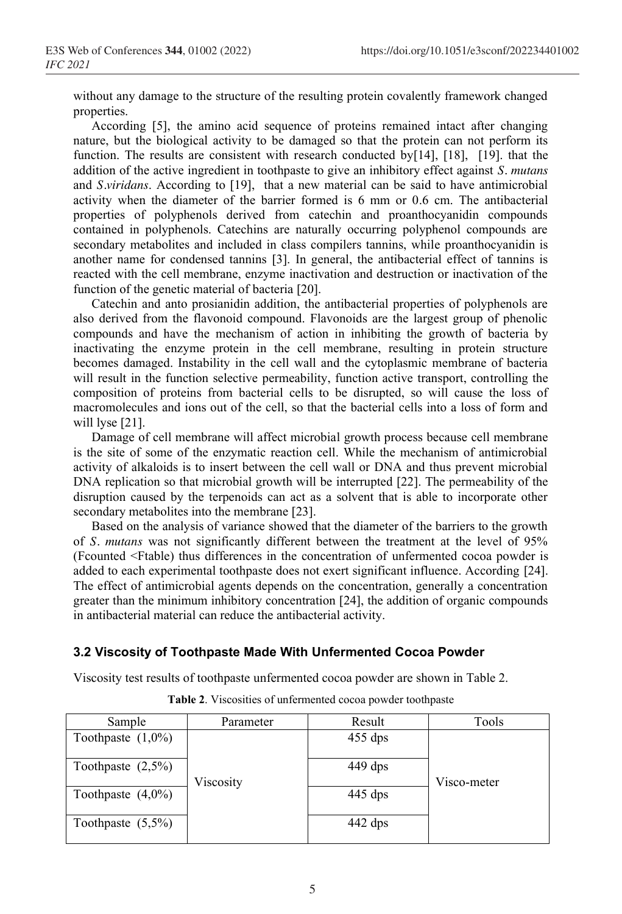without any damage to the structure of the resulting protein covalently framework changed properties.

According [5], the amino acid sequence of proteins remained intact after changing nature, but the biological activity to be damaged so that the protein can not perform its function. The results are consistent with research conducted by[14], [18], [19]. that the addition of the active ingredient in toothpaste to give an inhibitory effect against *S*. *mutans* and *S.viridans*. According to [19], that a new material can be said to have antimicrobial activity when the diameter of the barrier formed is 6 mm or 0.6 cm. The antibacterial properties of polyphenols derived from catechin and proanthocyanidin compounds contained in polyphenols. Catechins are naturally occurring polyphenol compounds are secondary metabolites and included in class compilers tannins, while proanthocyanidin is another name for condensed tannins [3]. In general, the antibacterial effect of tannins is reacted with the cell membrane, enzyme inactivation and destruction or inactivation of the function of the genetic material of bacteria [20].

Catechin and anto prosianidin addition, the antibacterial properties of polyphenols are also derived from the flavonoid compound. Flavonoids are the largest group of phenolic compounds and have the mechanism of action in inhibiting the growth of bacteria by inactivating the enzyme protein in the cell membrane, resulting in protein structure becomes damaged. Instability in the cell wall and the cytoplasmic membrane of bacteria will result in the function selective permeability, function active transport, controlling the composition of proteins from bacterial cells to be disrupted, so will cause the loss of macromolecules and ions out of the cell, so that the bacterial cells into a loss of form and will lyse [21].

Damage of cell membrane will affect microbial growth process because cell membrane is the site of some of the enzymatic reaction cell. While the mechanism of antimicrobial activity of alkaloids is to insert between the cell wall or DNA and thus prevent microbial DNA replication so that microbial growth will be interrupted [22]. The permeability of the disruption caused by the terpenoids can act as a solvent that is able to incorporate other secondary metabolites into the membrane [23].

Based on the analysis of variance showed that the diameter of the barriers to the growth of *S*. *mutans* was not significantly different between the treatment at the level of 95% (Fcounted <Ftable) thus differences in the concentration of unfermented cocoa powder is added to each experimental toothpaste does not exert significant influence. According [24]. The effect of antimicrobial agents depends on the concentration, generally a concentration greater than the minimum inhibitory concentration [24], the addition of organic compounds in antibacterial material can reduce the antibacterial activity.

### 3.2 Viscosity of Toothpaste Made With Unfermented Cocoa Powder

Viscosity test results of toothpaste unfermented cocoa powder are shown in Table 2.

**Table 2**. Viscosities of unfermented cocoa powder toothpaste

| Sample | Parameter | Result | Tools |
|---|---|---|---|
| Toothpaste (1,0%) | Viscosity | 455 dps | Visco-meter |
| Toothpaste (2,5%) | | 449 dps | |
| Toothpaste (4,0%) | | 445 dps | |
| Toothpaste (5,5%) | | 442 dps | |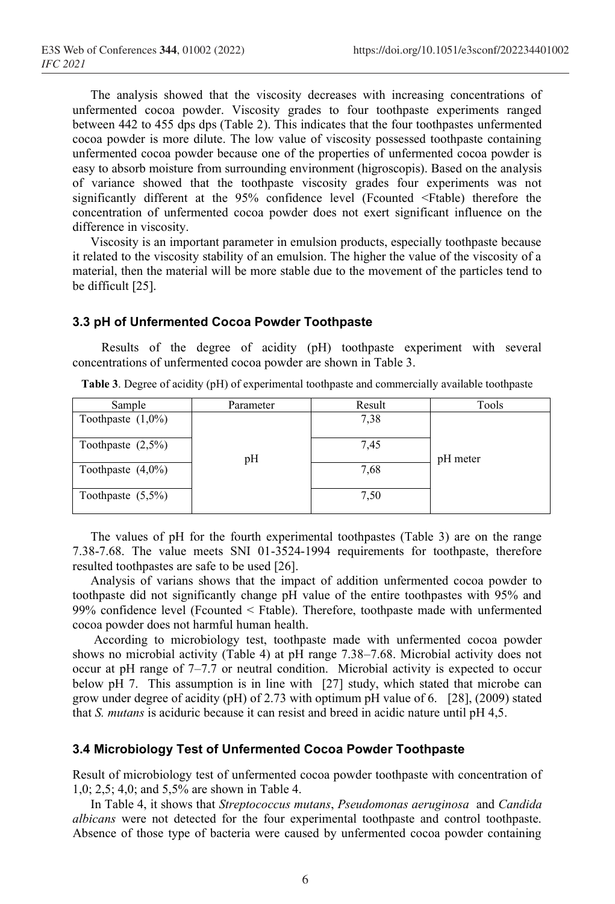The analysis showed that the viscosity decreases with increasing concentrations of unfermented cocoa powder. Viscosity grades to four toothpaste experiments ranged between 442 to 455 dps dps (Table 2). This indicates that the four toothpastes unfermented cocoa powder is more dilute. The low value of viscosity possessed toothpaste containing unfermented cocoa powder because one of the properties of unfermented cocoa powder is easy to absorb moisture from surrounding environment (higroscopis). Based on the analysis of variance showed that the toothpaste viscosity grades four experiments was not significantly different at the 95% confidence level (Fcounted <Ftable) therefore the concentration of unfermented cocoa powder does not exert significant influence on the difference in viscosity.

Viscosity is an important parameter in emulsion products, especially toothpaste because it related to the viscosity stability of an emulsion. The higher the value of the viscosity of a material, then the material will be more stable due to the movement of the particles tend to be difficult [25].

### 3.3 pH of Unfermented Cocoa Powder Toothpaste

Results of the degree of acidity (pH) toothpaste experiment with several concentrations of unfermented cocoa powder are shown in Table 3.

**Table 3**. Degree of acidity (pH) of experimental toothpaste and commercially available toothpaste

| Sample | Parameter | Result | Tools |
|---|---|---|---|
| Toothpaste (1,0%) | pH | 7,38 | pH meter |
| Toothpaste (2,5%) | | 7,45 | |
| Toothpaste (4,0%) | | 7,68 | |
| Toothpaste (5,5%) | | 7,50 | |

The values of pH for the fourth experimental toothpastes (Table 3) are on the range 7.38-7.68. The value meets SNI 01-3524-1994 requirements for toothpaste, therefore resulted toothpastes are safe to be used [26].

Analysis of varians shows that the impact of addition unfermented cocoa powder to toothpaste did not significantly change pH value of the entire toothpastes with 95% and 99% confidence level (Fcounted < Ftable). Therefore, toothpaste made with unfermented cocoa powder does not harmful human health.

According to microbiology test, toothpaste made with unfermented cocoa powder shows no microbial activity (Table 4) at pH range 7.38–7.68. Microbial activity does not occur at pH range of 7–7.7 or neutral condition. Microbial activity is expected to occur below pH 7. This assumption is in line with [27] study, which stated that microbe can grow under degree of acidity (pH) of 2.73 with optimum pH value of 6. [28], (2009) stated that *S. mutans* is aciduric because it can resist and breed in acidic nature until pH 4,5.

### 3.4 Microbiology Test of Unfermented Cocoa Powder Toothpaste

Result of microbiology test of unfermented cocoa powder toothpaste with concentration of 1,0; 2,5; 4,0; and 5,5% are shown in Table 4.

In Table 4, it shows that *Streptococcus mutans*, *Pseudomonas aeruginosa* and *Candida albicans* were not detected for the four experimental toothpaste and control toothpaste. Absence of those type of bacteria were caused by unfermented cocoa powder containing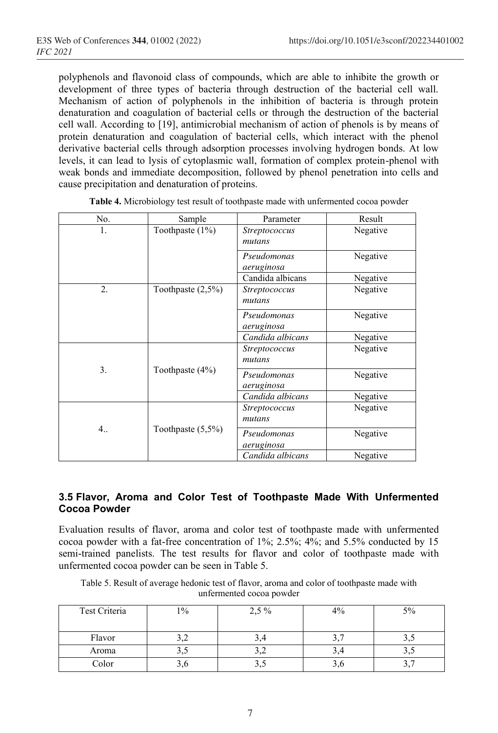polyphenols and flavonoid class of compounds, which are able to inhibite the growth or development of three types of bacteria through destruction of the bacterial cell wall. Mechanism of action of polyphenols in the inhibition of bacteria is through protein denaturation and coagulation of bacterial cells or through the destruction of the bacterial cell wall. According to [19], antimicrobial mechanism of action of phenols is by means of protein denaturation and coagulation of bacterial cells, which interact with the phenol derivative bacterial cells through adsorption processes involving hydrogen bonds. At low levels, it can lead to lysis of cytoplasmic wall, formation of complex protein-phenol with weak bonds and immediate decomposition, followed by phenol penetration into cells and cause precipitation and denaturation of proteins.

**Table 4.** Microbiology test result of toothpaste made with unfermented cocoa powder

| No. | Sample | Parameter | Result |
|---|---|---|---|
| 1. | Toothpaste (1%) | *Streptococcus mutans* | Negative |
| | | *Pseudomonas aeruginosa* | Negative |
| | | Candida albicans | Negative |
| 2. | Toothpaste (2,5%) | *Streptococcus mutans* | Negative |
| | | *Pseudomonas aeruginosa* | Negative |
| | | *Candida albicans* | Negative |
| 3. | Toothpaste (4%) | *Streptococcus mutans* | Negative |
| | | *Pseudomonas aeruginosa* | Negative |
| | | *Candida albicans* | Negative |
| 4.. | Toothpaste (5,5%) | *Streptococcus mutans* | Negative |
| | | *Pseudomonas aeruginosa* | Negative |
| | | *Candida albicans* | Negative |

### 3.5 Flavor, Aroma and Color Test of Toothpaste Made With Unfermented Cocoa Powder

Evaluation results of flavor, aroma and color test of toothpaste made with unfermented cocoa powder with a fat-free concentration of 1%; 2.5%; 4%; and 5.5% conducted by 15 semi-trained panelists. The test results for flavor and color of toothpaste made with unfermented cocoa powder can be seen in Table 5.

Table 5. Result of average hedonic test of flavor, aroma and color of toothpaste made with unfermented cocoa powder

| Test Criteria | 1% | 2,5 % | 4% | 5% |
|---|---|---|---|---|
| Flavor | 3,2 | 3,4 | 3,7 | 3,5 |
| Aroma | 3,5 | 3,2 | 3,4 | 3,5 |
| Color | 3,6 | 3,5 | 3,6 | 3,7 |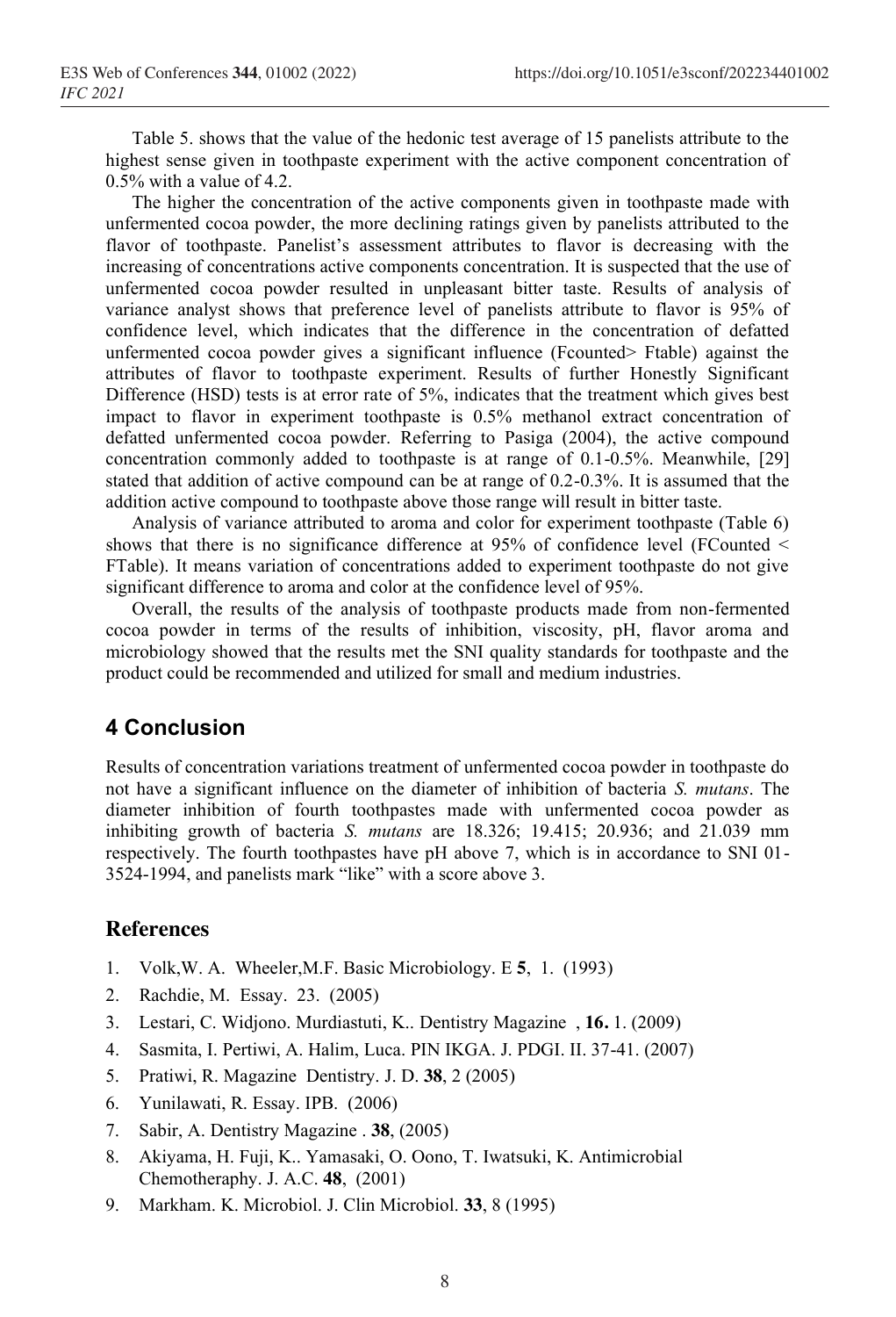Table 5. shows that the value of the hedonic test average of 15 panelists attribute to the highest sense given in toothpaste experiment with the active component concentration of 0.5% with a value of 4.2.

The higher the concentration of the active components given in toothpaste made with unfermented cocoa powder, the more declining ratings given by panelists attributed to the flavor of toothpaste. Panelist's assessment attributes to flavor is decreasing with the increasing of concentrations active components concentration. It is suspected that the use of unfermented cocoa powder resulted in unpleasant bitter taste. Results of analysis of variance analyst shows that preference level of panelists attribute to flavor is 95% of confidence level, which indicates that the difference in the concentration of defatted unfermented cocoa powder gives a significant influence (Fcounted> Ftable) against the attributes of flavor to toothpaste experiment. Results of further Honestly Significant Difference (HSD) tests is at error rate of 5%, indicates that the treatment which gives best impact to flavor in experiment toothpaste is 0.5% methanol extract concentration of defatted unfermented cocoa powder. Referring to Pasiga (2004), the active compound concentration commonly added to toothpaste is at range of 0.1-0.5%. Meanwhile, [29] stated that addition of active compound can be at range of 0.2-0.3%. It is assumed that the addition active compound to toothpaste above those range will result in bitter taste.

Analysis of variance attributed to aroma and color for experiment toothpaste (Table 6) shows that there is no significance difference at 95% of confidence level (FCounted < FTable). It means variation of concentrations added to experiment toothpaste do not give significant difference to aroma and color at the confidence level of 95%.

Overall, the results of the analysis of toothpaste products made from non-fermented cocoa powder in terms of the results of inhibition, viscosity, pH, flavor aroma and microbiology showed that the results met the SNI quality standards for toothpaste and the product could be recommended and utilized for small and medium industries.

## 4 Conclusion

Results of concentration variations treatment of unfermented cocoa powder in toothpaste do not have a significant influence on the diameter of inhibition of bacteria *S. mutans*. The diameter inhibition of fourth toothpastes made with unfermented cocoa powder as inhibiting growth of bacteria *S. mutans* are 18.326; 19.415; 20.936; and 21.039 mm respectively. The fourth toothpastes have pH above 7, which is in accordance to SNI 01-3524-1994, and panelists mark "like" with a score above 3.

## References

1. Volk,W. A. Wheeler,M.F. Basic Microbiology. E **5**, 1. (1993)
2. Rachdie, M. Essay. 23. (2005)
3. Lestari, C. Widjono. Murdiastuti, K.. Dentistry Magazine , **16.** 1. (2009)
4. Sasmita, I. Pertiwi, A. Halim, Luca. PIN IKGA. J. PDGI. II. 37-41. (2007)
5. Pratiwi, R. Magazine Dentistry. J. D. **38**, 2 (2005)
6. Yunilawati, R. Essay. IPB. (2006)
7. Sabir, A. Dentistry Magazine . **38**, (2005)
8. Akiyama, H. Fuji, K.. Yamasaki, O. Oono, T. Iwatsuki, K. Antimicrobial Chemotheraphy. J. A.C. **48**, (2001)
9. Markham. K. Microbiol. J. Clin Microbiol. **33**, 8 (1995)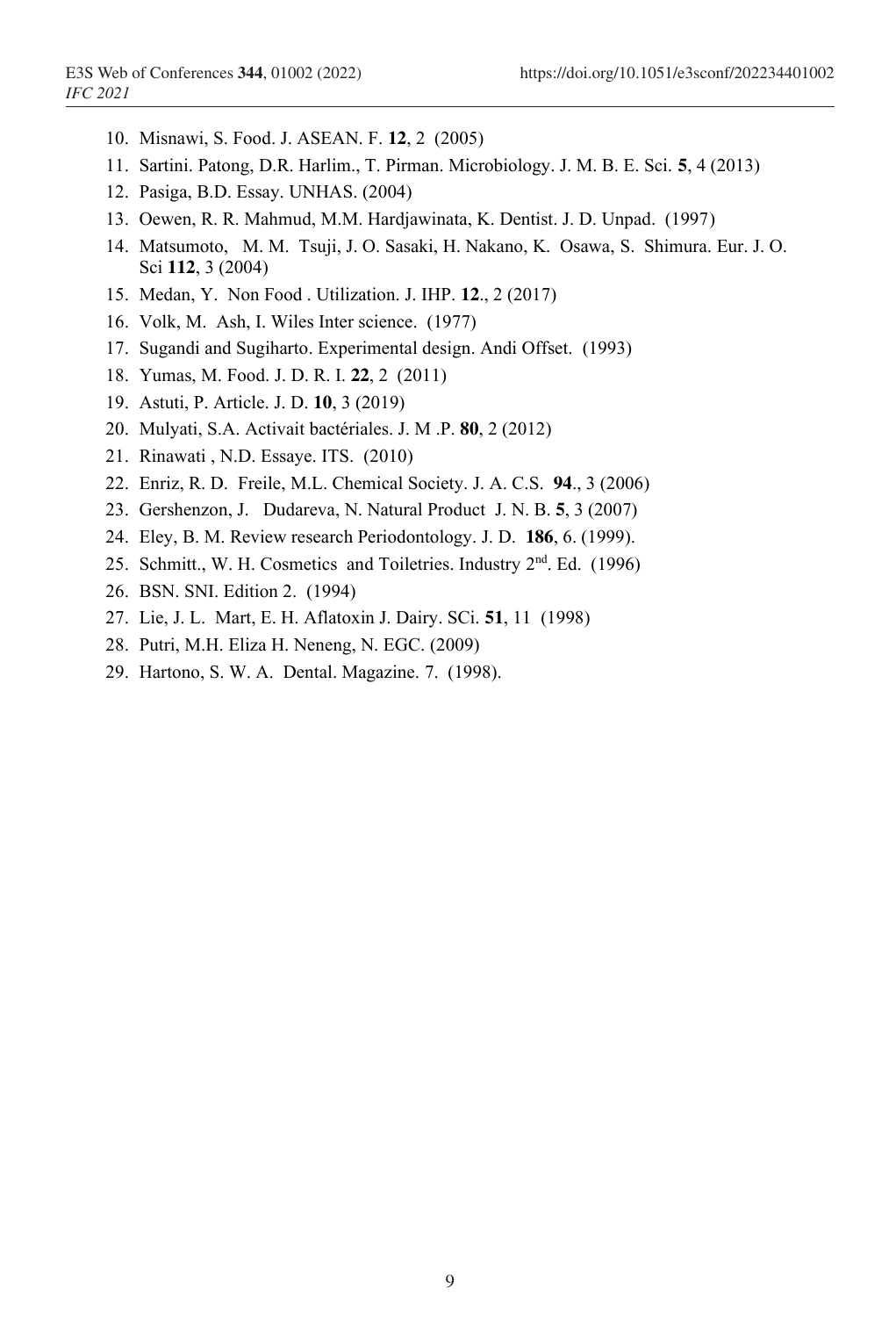10. Misnawi, S. Food. J. ASEAN. F. **12**, 2 (2005)
11. Sartini. Patong, D.R. Harlim., T. Pirman. Microbiology. J. M. B. E. Sci. **5**, 4 (2013)
12. Pasiga, B.D. Essay. UNHAS. (2004)
13. Oewen, R. R. Mahmud, M.M. Hardjawinata, K. Dentist. J. D. Unpad. (1997)
14. Matsumoto, M. M. Tsuji, J. O. Sasaki, H. Nakano, K. Osawa, S. Shimura. Eur. J. O. Sci **112**, 3 (2004)
15. Medan, Y. Non Food . Utilization. J. IHP. **12**., 2 (2017)
16. Volk, M. Ash, I. Wiles Inter science. (1977)
17. Sugandi and Sugiharto. Experimental design. Andi Offset. (1993)
18. Yumas, M. Food. J. D. R. I. **22**, 2 (2011)
19. Astuti, P. Article. J. D. **10**, 3 (2019)
20. Mulyati, S.A. Activait bactériales. J. M .P. **80**, 2 (2012)
21. Rinawati , N.D. Essaye. ITS. (2010)
22. Enriz, R. D. Freile, M.L. Chemical Society. J. A. C.S. **94**., 3 (2006)
23. Gershenzon, J. Dudareva, N. Natural Product J. N. B. **5**, 3 (2007)
24. Eley, B. M. Review research Periodontology. J. D. **186**, 6. (1999).
25. Schmitt., W. H. Cosmetics and Toiletries. Industry 2nd. Ed. (1996)
26. BSN. SNI. Edition 2. (1994)
27. Lie, J. L. Mart, E. H. Aflatoxin J. Dairy. SCi. **51**, 11 (1998)
28. Putri, M.H. Eliza H. Neneng, N. EGC. (2009)
29. Hartono, S. W. A. Dental. Magazine. 7. (1998).